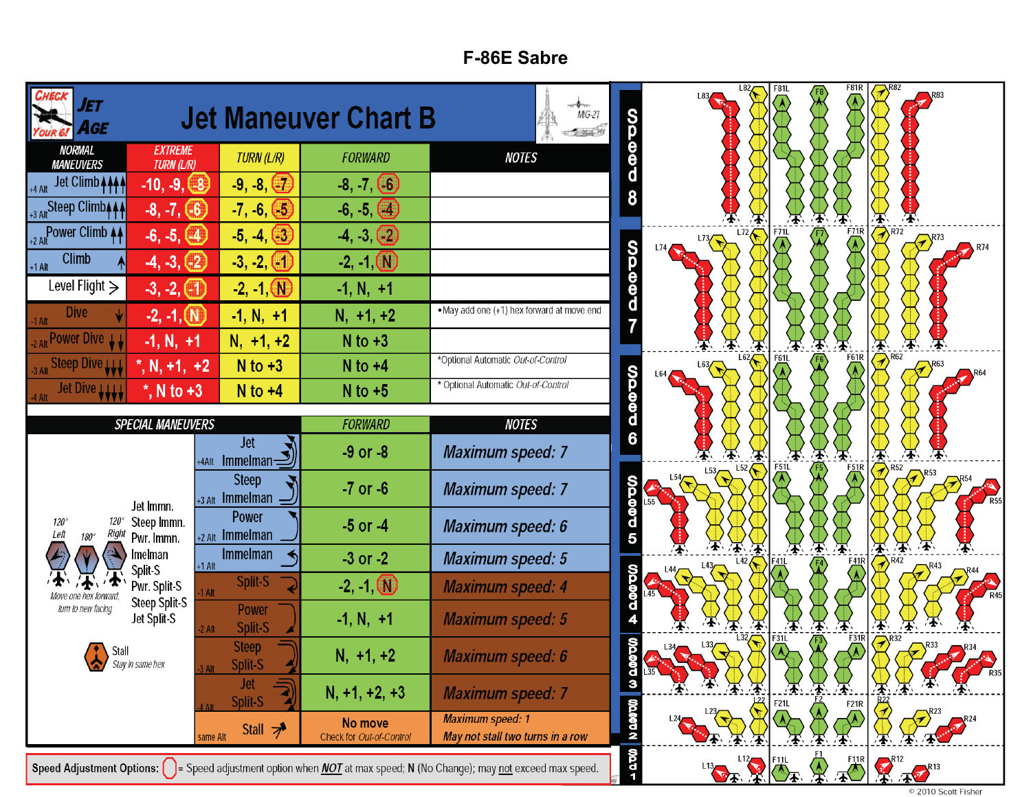# F-86E Sabre

## Jet Maneuver Chart B

Check Your 6! Jet Age — MiG-21

| NORMAL MANEUVERS | EXTREME TURN (L/R) | TURN (L/R) | FORWARD | NOTES |
|---|---|---|---|---|
| +4 Alt Jet Climb | -10, -9, (-8) | -9, -8, (-7) | -8, -7, (-6) | |
| +3 Alt Steep Climb | -8, -7, (-6) | -7, -6, (-5) | -6, -5, (-4) | |
| +2 Alt Power Climb | -6, -5, (-4) | -5, -4, (-3) | -4, -3, (-2) | |
| +1 Alt Climb | -4, -3, (-2) | -3, -2, (-1) | -2, -1, (N) | |
| Level Flight | -3, -2, (-1) | -2, -1, (N) | -1, N, +1 | |
| -1 Alt Dive | -2, -1, (N) | -1, N, +1 | N, +1, +2 | •May add one (+1) hex forward at move end |
| -2 Alt Power Dive | -1, N, +1 | N, +1, +2 | N to +3 | |
| -3 Alt Steep Dive | *, N, +1, +2 | N to +3 | N to +4 | *Optional Automatic *Out-of-Control* |
| -4 Alt Jet Dive | *, N to +3 | N to +4 | N to +5 | * Optional Automatic *Out-of-Control* |

| SPECIAL MANEUVERS | FORWARD | NOTES |
|---|---|---|
| +4Alt Jet Immelman | -9 or -8 | *Maximum speed: 7* |
| +3 Alt Steep Immelman | -7 or -6 | *Maximum speed: 7* |
| +2 Alt Power Immelman | -5 or -4 | *Maximum speed: 6* |
| +1 Alt Immelman | -3 or -2 | *Maximum speed: 5* |
| -1 Alt Split-S | -2, -1, (N) | *Maximum speed: 4* |
| -2 Alt Power Split-S | -1, N, +1 | *Maximum speed: 5* |
| -3 Alt Steep Split-S | N, +1, +2 | *Maximum speed: 6* |
| -4 Alt Jet Split-S | N, +1, +2, +3 | *Maximum speed: 7* |
| same Alt Stall | No move<br>Check for *Out-of-Control* | *Maximum speed: 1*<br>*May not stall two turns in a row* |

Jet Immn., Steep Immn., Pwr. Immn., Imelman, Split-S, Pwr. Split-S, Steep Split-S, Jet Split-S: 120° Left, 180°, 120° Right — *Move one hex forward, turn to new facing*

Stall — *Stay in same hex*

**Speed Adjustment Options:** ( ) = Speed adjustment option when ***NOT*** at max speed; **N** (No Change); may not exceed max speed.

Speed 8: L83, L82, F81L, F8, F81R, R82, R83
Speed 7: L74, L73, L72, F71L, F7, F71R, R72, R73, R74
Speed 6: L64, L63, L62, F61L, F6, F61R, R62, R63, R64
Speed 5: L55, L54, L53, L52, F51L, F5, F51R, R52, R53, R54, R55
Speed 4: L45, L44, L43, L42, F41L, F4, F41R, R42, R43, R44, R45
Speed 3: L35, L34, L33, L32, F31L, F3, F31R, R32, R33, R34, R35
Speed 2: L24, L23, L22, F21L, F2, F21R, R22, R23, R24
Spd 1: L13, L12, F11L, F1, F11R, R12, R13

© 2010 Scott Fisher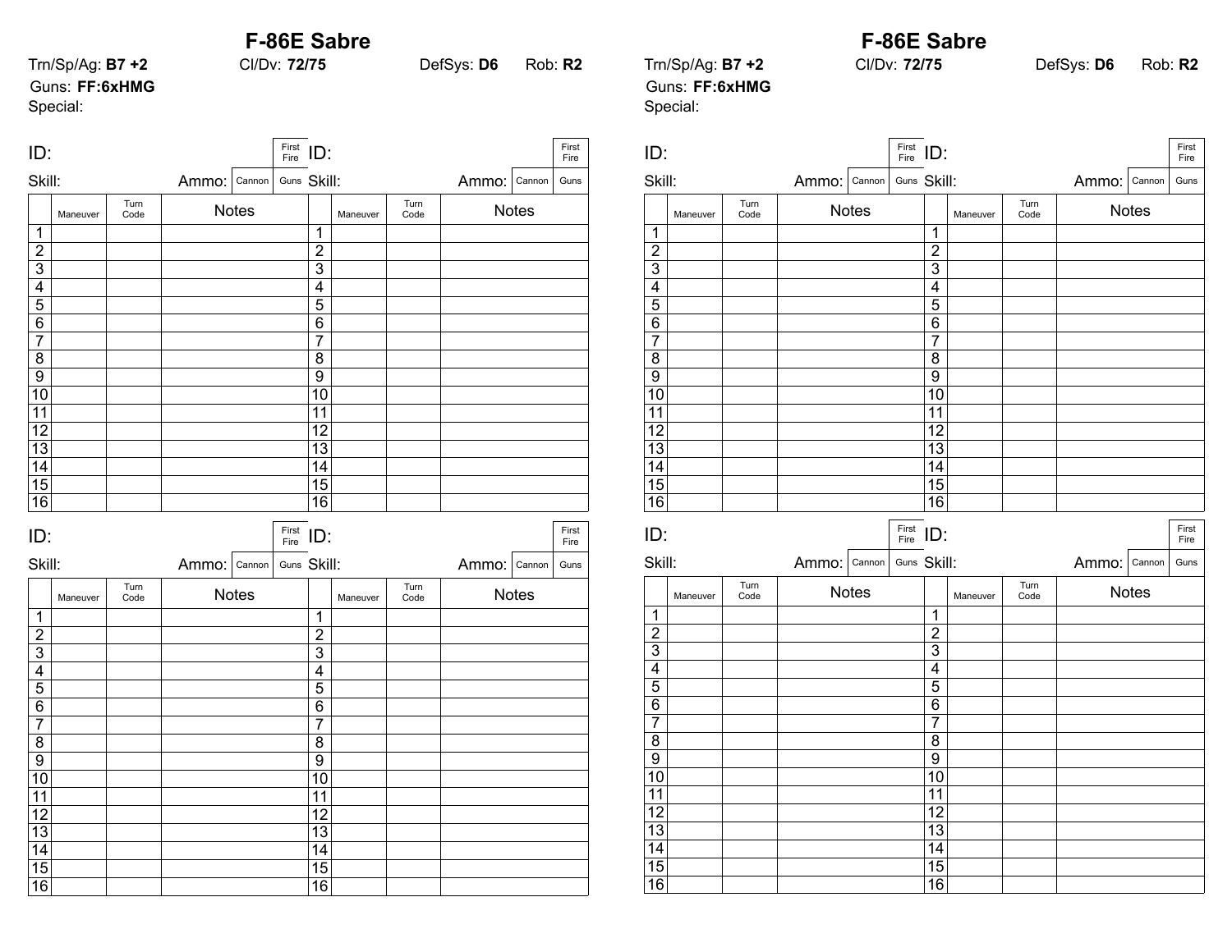## F-86E Sabre

Trn/Sp/Ag: **B7 +2** Cl/Dv: **72/75** DefSys: **D6** Rob: **R2**

Guns: **FF:6xHMG**

Special:

ID: | First Fire

Skill: Ammo: | Cannon | Guns

| | Maneuver | Turn Code | Notes |
|---|---|---|---|
| 1 | | | |
| 2 | | | |
| 3 | | | |
| 4 | | | |
| 5 | | | |
| 6 | | | |
| 7 | | | |
| 8 | | | |
| 9 | | | |
| 10 | | | |
| 11 | | | |
| 12 | | | |
| 13 | | | |
| 14 | | | |
| 15 | | | |
| 16 | | | |

ID: | First Fire

Skill: Ammo: | Cannon | Guns

| | Maneuver | Turn Code | Notes |
|---|---|---|---|
| 1 | | | |
| 2 | | | |
| 3 | | | |
| 4 | | | |
| 5 | | | |
| 6 | | | |
| 7 | | | |
| 8 | | | |
| 9 | | | |
| 10 | | | |
| 11 | | | |
| 12 | | | |
| 13 | | | |
| 14 | | | |
| 15 | | | |
| 16 | | | |

ID: | First Fire

Skill: Ammo: | Cannon | Guns

| | Maneuver | Turn Code | Notes |
|---|---|---|---|
| 1 | | | |
| 2 | | | |
| 3 | | | |
| 4 | | | |
| 5 | | | |
| 6 | | | |
| 7 | | | |
| 8 | | | |
| 9 | | | |
| 10 | | | |
| 11 | | | |
| 12 | | | |
| 13 | | | |
| 14 | | | |
| 15 | | | |
| 16 | | | |

ID: | First Fire

Skill: Ammo: | Cannon | Guns

| | Maneuver | Turn Code | Notes |
|---|---|---|---|
| 1 | | | |
| 2 | | | |
| 3 | | | |
| 4 | | | |
| 5 | | | |
| 6 | | | |
| 7 | | | |
| 8 | | | |
| 9 | | | |
| 10 | | | |
| 11 | | | |
| 12 | | | |
| 13 | | | |
| 14 | | | |
| 15 | | | |
| 16 | | | |

## F-86E Sabre

Trn/Sp/Ag: **B7 +2** Cl/Dv: **72/75** DefSys: **D6** Rob: **R2**

Guns: **FF:6xHMG**

Special:

ID: | First Fire

Skill: Ammo: | Cannon | Guns

| | Maneuver | Turn Code | Notes |
|---|---|---|---|
| 1 | | | |
| 2 | | | |
| 3 | | | |
| 4 | | | |
| 5 | | | |
| 6 | | | |
| 7 | | | |
| 8 | | | |
| 9 | | | |
| 10 | | | |
| 11 | | | |
| 12 | | | |
| 13 | | | |
| 14 | | | |
| 15 | | | |
| 16 | | | |

ID: | First Fire

Skill: Ammo: | Cannon | Guns

| | Maneuver | Turn Code | Notes |
|---|---|---|---|
| 1 | | | |
| 2 | | | |
| 3 | | | |
| 4 | | | |
| 5 | | | |
| 6 | | | |
| 7 | | | |
| 8 | | | |
| 9 | | | |
| 10 | | | |
| 11 | | | |
| 12 | | | |
| 13 | | | |
| 14 | | | |
| 15 | | | |
| 16 | | | |

ID: | First Fire

Skill: Ammo: | Cannon | Guns

| | Maneuver | Turn Code | Notes |
|---|---|---|---|
| 1 | | | |
| 2 | | | |
| 3 | | | |
| 4 | | | |
| 5 | | | |
| 6 | | | |
| 7 | | | |
| 8 | | | |
| 9 | | | |
| 10 | | | |
| 11 | | | |
| 12 | | | |
| 13 | | | |
| 14 | | | |
| 15 | | | |
| 16 | | | |

ID: | First Fire

Skill: Ammo: | Cannon | Guns

| | Maneuver | Turn Code | Notes |
|---|---|---|---|
| 1 | | | |
| 2 | | | |
| 3 | | | |
| 4 | | | |
| 5 | | | |
| 6 | | | |
| 7 | | | |
| 8 | | | |
| 9 | | | |
| 10 | | | |
| 11 | | | |
| 12 | | | |
| 13 | | | |
| 14 | | | |
| 15 | | | |
| 16 | | | |